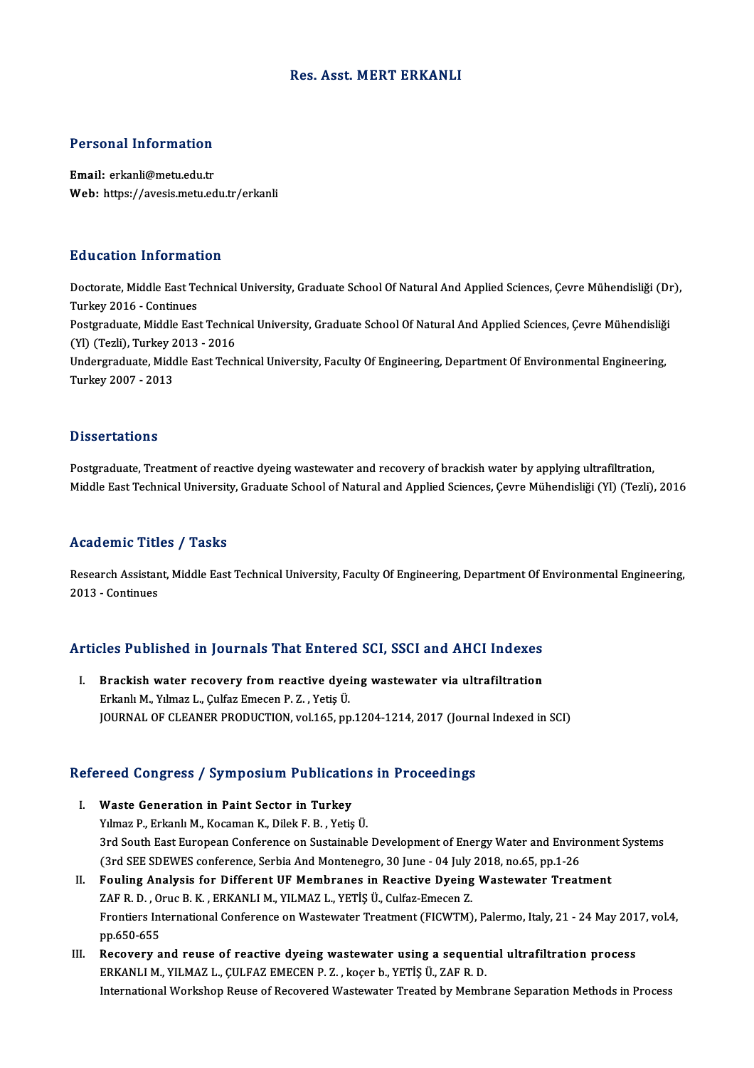# Res. Asst. MERT ERKANLI

## Personal Information

**Email:** erkanli@metu.edu.tr
**Web:** https://avesis.metu.edu.tr/erkanli

## Education Information

Doctorate, Middle East Technical University, Graduate School Of Natural And Applied Sciences, Çevre Mühendisliği (Dr), Turkey 2016 - Continues
Postgraduate, Middle East Technical University, Graduate School Of Natural And Applied Sciences, Çevre Mühendisliği (Yl) (Tezli), Turkey 2013 - 2016
Undergraduate, Middle East Technical University, Faculty Of Engineering, Department Of Environmental Engineering, Turkey 2007 - 2013

## Dissertations

Postgraduate, Treatment of reactive dyeing wastewater and recovery of brackish water by applying ultrafiltration, Middle East Technical University, Graduate School of Natural and Applied Sciences, Çevre Mühendisliği (Yl) (Tezli), 2016

## Academic Titles / Tasks

Research Assistant, Middle East Technical University, Faculty Of Engineering, Department Of Environmental Engineering, 2013 - Continues

## Articles Published in Journals That Entered SCI, SSCI and AHCI Indexes

I. **Brackish water recovery from reactive dyeing wastewater via ultrafiltration**
Erkanlı M., Yılmaz L., Çulfaz Emecen P. Z. , Yetiş Ü.
JOURNAL OF CLEANER PRODUCTION, vol.165, pp.1204-1214, 2017 (Journal Indexed in SCI)

## Refereed Congress / Symposium Publications in Proceedings

I. **Waste Generation in Paint Sector in Turkey**
Yılmaz P., Erkanlı M., Kocaman K., Dilek F. B. , Yetiş Ü.
3rd South East European Conference on Sustainable Development of Energy Water and Environment Systems (3rd SEE SDEWES conference, Serbia And Montenegro, 30 June - 04 July 2018, no.65, pp.1-26

II. **Fouling Analysis for Different UF Membranes in Reactive Dyeing Wastewater Treatment**
ZAF R. D. , Oruc B. K. , ERKANLI M., YILMAZ L., YETİŞ Ü., Culfaz-Emecen Z.
Frontiers International Conference on Wastewater Treatment (FICWTM), Palermo, Italy, 21 - 24 May 2017, vol.4, pp.650-655

III. **Recovery and reuse of reactive dyeing wastewater using a sequential ultrafiltration process**
ERKANLI M., YILMAZ L., ÇULFAZ EMECEN P. Z. , koçer b., YETİŞ Ü., ZAF R. D.
International Workshop Reuse of Recovered Wastewater Treated by Membrane Separation Methods in Process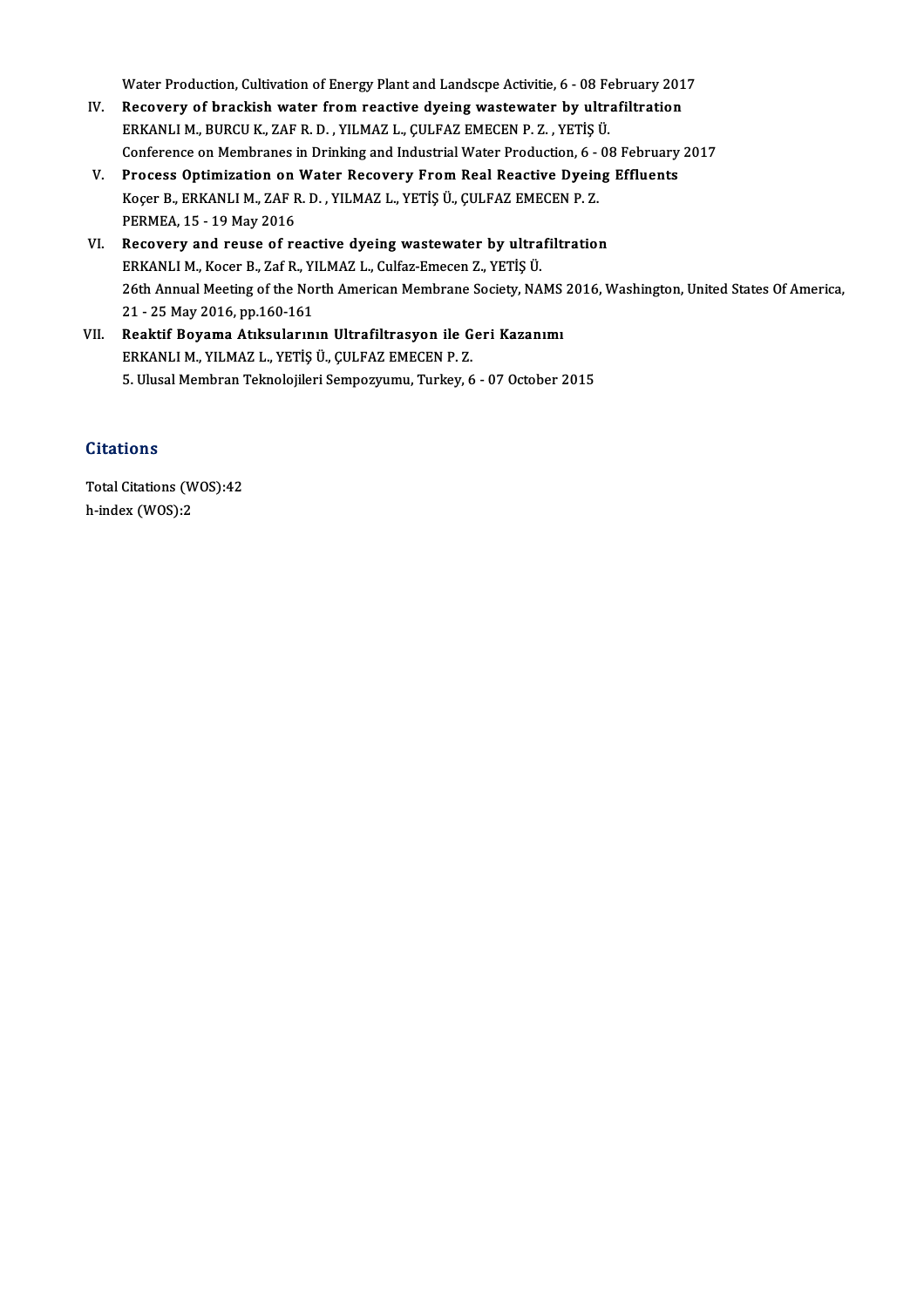Water Production, Cultivation of Energy Plant and Landscpe Activitie, 6 - 08 February 2017

IV. **Recovery of brackish water from reactive dyeing wastewater by ultrafiltration**
ERKANLI M., BURCU K., ZAF R. D. , YILMAZ L., ÇULFAZ EMECEN P. Z. , YETİŞ Ü.
Conference on Membranes in Drinking and Industrial Water Production, 6 - 08 February 2017

V. **Process Optimization on Water Recovery From Real Reactive Dyeing Effluents**
Koçer B., ERKANLI M., ZAF R. D. , YILMAZ L., YETİŞ Ü., ÇULFAZ EMECEN P. Z.
PERMEA, 15 - 19 May 2016

VI. **Recovery and reuse of reactive dyeing wastewater by ultrafiltration**
ERKANLI M., Kocer B., Zaf R., YILMAZ L., Culfaz-Emecen Z., YETİŞ Ü.
26th Annual Meeting of the North American Membrane Society, NAMS 2016, Washington, United States Of America, 21 - 25 May 2016, pp.160-161

VII. **Reaktif Boyama Atıksularının Ultrafiltrasyon ile Geri Kazanımı**
ERKANLI M., YILMAZ L., YETİŞ Ü., ÇULFAZ EMECEN P. Z.
5. Ulusal Membran Teknolojileri Sempozyumu, Turkey, 6 - 07 October 2015

## Citations

Total Citations (WOS):42
h-index (WOS):2